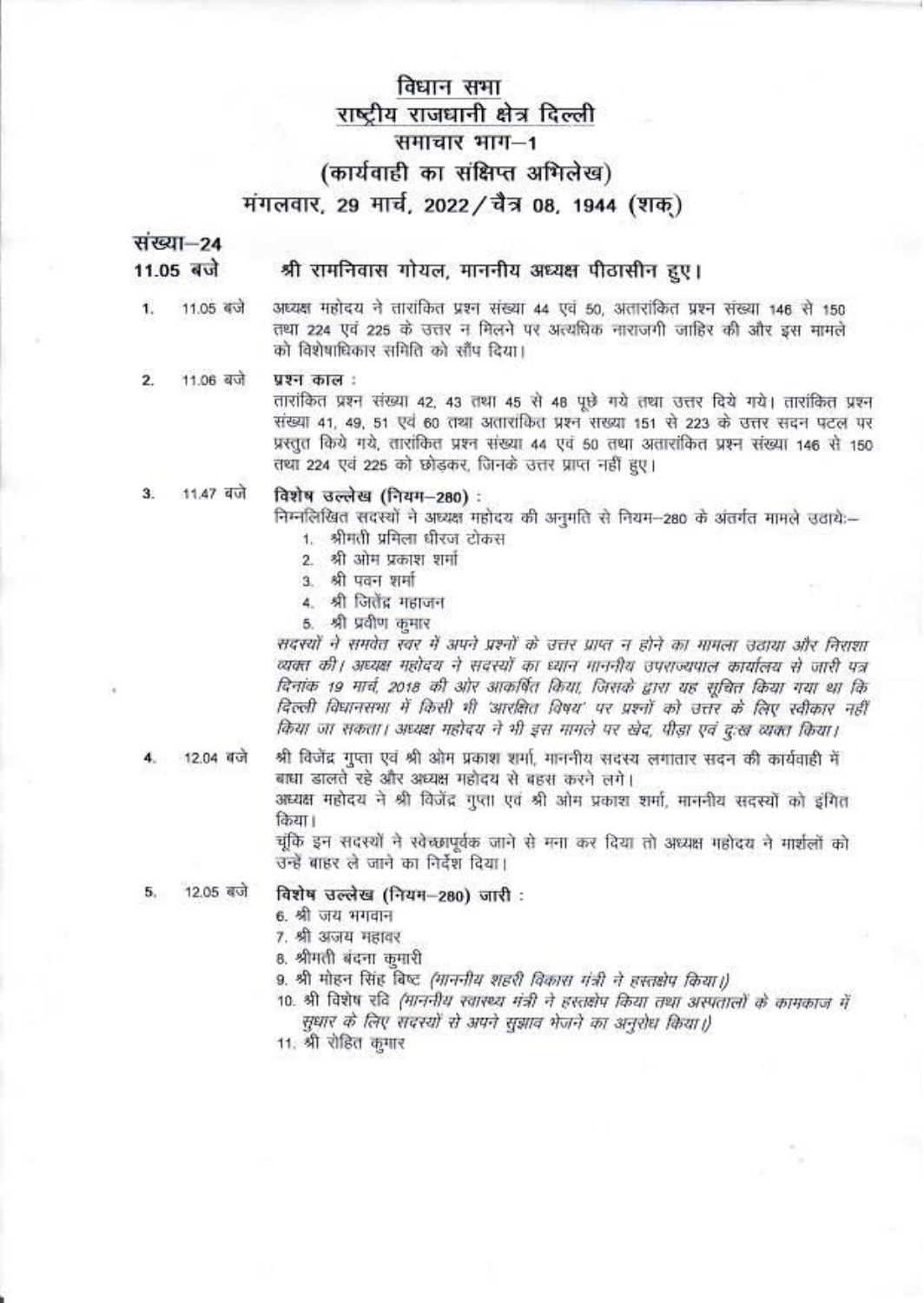# विधान सभा
## राष्ट्रीय राजधानी क्षेत्र दिल्ली
## समाचार भाग–1
## (कार्यवाही का संक्षिप्त अभिलेख)
## मंगलवार, 29 मार्च, 2022/चैत्र 08, 1944 (शक्)

**संख्या–24**

**11.05 बजे** श्री रामनिवास गोयल, माननीय अध्यक्ष पीठासीन हुए।

1. 11.05 बजे — अध्यक्ष महोदय ने तारांकित प्रश्न संख्या 44 एवं 50, अतारांकित प्रश्न संख्या 146 से 150 तथा 224 एवं 225 के उत्तर न मिलने पर अत्यधिक नाराजगी जाहिर की और इस मामले को विशेषाधिकार समिति को सौंप दिया।

2. 11.06 बजे — **प्रश्न काल :**
तारांकित प्रश्न संख्या 42, 43 तथा 45 से 48 पूछे गये तथा उत्तर दिये गये। तारांकित प्रश्न संख्या 41, 49, 51 एवं 60 तथा अतारांकित प्रश्न संख्या 151 से 223 के उत्तर सदन पटल पर प्रस्तुत किये गये, तारांकित प्रश्न संख्या 44 एवं 50 तथा अतारांकित प्रश्न संख्या 146 से 150 तथा 224 एवं 225 को छोड़कर, जिनके उत्तर प्राप्त नहीं हुए।

3. 11.47 बजे — **विशेष उल्लेख (नियम–280) :**
निम्नलिखित सदस्यों ने अध्यक्ष महोदय की अनुमति से नियम–280 के अंतर्गत मामले उठाये:–
   1. श्रीमती प्रमिला धीरज टोकस
   2. श्री ओम प्रकाश शर्मा
   3. श्री पवन शर्मा
   4. श्री जितेंद्र महाजन
   5. श्री प्रवीण कुमार

   *सदस्यों ने समवेत स्वर में अपने प्रश्नों के उत्तर प्राप्त न होने का मामला उठाया और निराशा व्यक्त की। अध्यक्ष महोदय ने सदस्यों का ध्यान माननीय उपराज्यपाल कार्यालय से जारी पत्र दिनांक 19 मार्च, 2018 की ओर आकर्षित किया, जिसके द्वारा यह सूचित किया गया था कि दिल्ली विधानसभा में किसी भी 'आरक्षित विषय' पर प्रश्नों को उत्तर के लिए स्वीकार नहीं किया जा सकता। अध्यक्ष महोदय ने भी इस मामले पर खेद, पीड़ा एवं दुःख व्यक्त किया।*

4. 12.04 बजे — श्री विजेंद्र गुप्ता एवं श्री ओम प्रकाश शर्मा, माननीय सदस्य लगातार सदन की कार्यवाही में बाधा डालते रहे और अध्यक्ष महोदय से बहस करने लगे।
अध्यक्ष महोदय ने श्री विजेंद्र गुप्ता एवं श्री ओम प्रकाश शर्मा, माननीय सदस्यों को इंगित किया।
चूंकि इन सदस्यों ने स्वेच्छापूर्वक जाने से मना कर दिया तो अध्यक्ष महोदय ने मार्शलों को उन्हें बाहर ले जाने का निर्देश दिया।

5. 12.05 बजे — **विशेष उल्लेख (नियम–280) जारी :**
   6. श्री जय भगवान
   7. श्री अजय महावर
   8. श्रीमती बंदना कुमारी
   9. श्री मोहन सिंह बिष्ट *(माननीय शहरी विकास मंत्री ने हस्तक्षेप किया।)*
   10. श्री विशेष रवि *(माननीय स्वास्थ्य मंत्री ने हस्तक्षेप किया तथा अस्पतालों के कामकाज में सुधार के लिए सदस्यों से अपने सुझाव भेजने का अनुरोध किया।)*
   11. श्री रोहित कुमार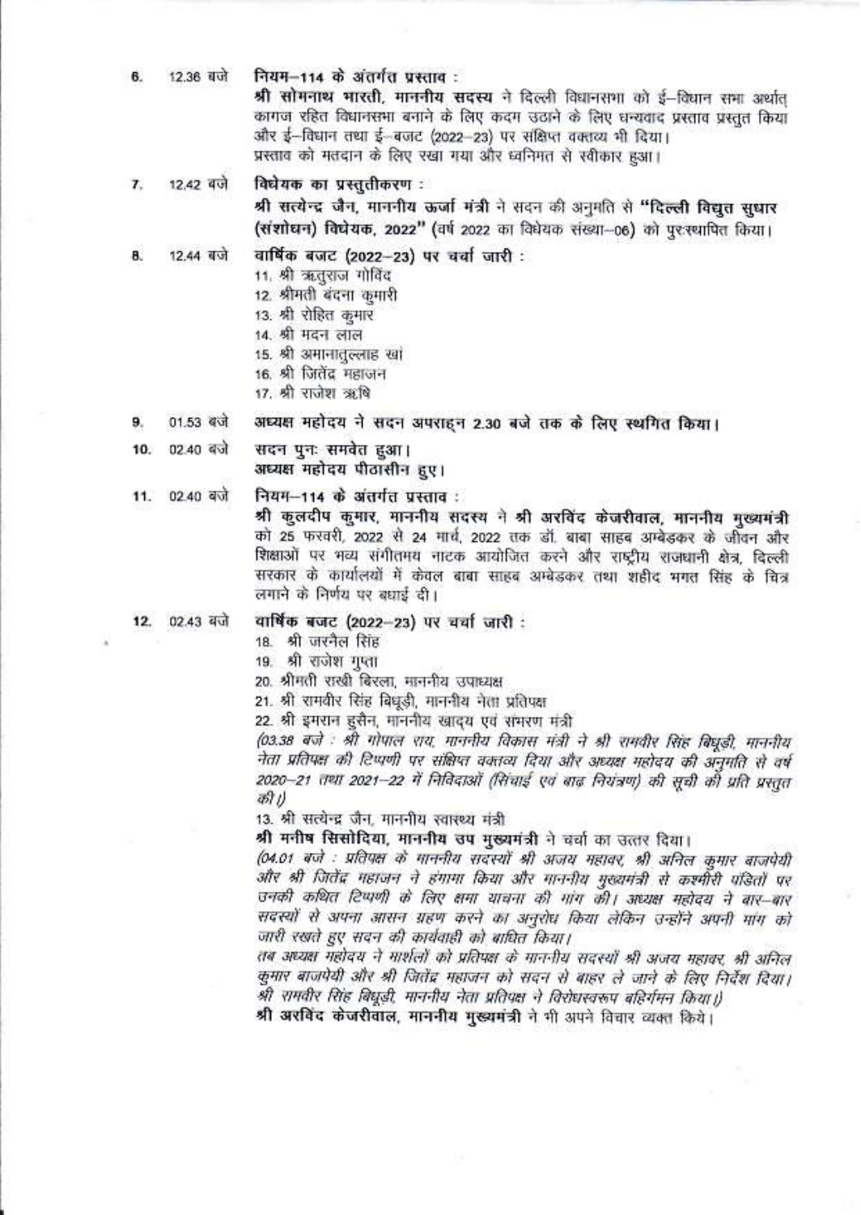6. 12.36 बजे **नियम–114 के अंतर्गत प्रस्ताव :**

**श्री सोमनाथ भारती, माननीय सदस्य** ने दिल्ली विधानसभा को ई–विधान सभा अर्थात् कागज रहित विधानसभा बनाने के लिए कदम उठाने के लिए धन्यवाद प्रस्ताव प्रस्तुत किया और ई–विधान तथा ई–बजट (2022–23) पर संक्षिप्त वक्तव्य भी दिया।
प्रस्ताव को मतदान के लिए रखा गया और ध्वनिमत से स्वीकार हुआ।

7. 12.42 बजे **विधेयक का प्रस्तुतीकरण :**

**श्री सत्येन्द्र जैन, माननीय ऊर्जा मंत्री** ने सदन की अनुमति से **"दिल्ली विद्युत सुधार (संशोधन) विधेयक, 2022"** (वर्ष 2022 का विधेयक संख्या–06) को पुरःस्थापित किया।

8. 12.44 बजे **वार्षिक बजट (2022–23) पर चर्चा जारी :**

11. श्री ऋतुराज गोविंद
12. श्रीमती बंदना कुमारी
13. श्री रोहित कुमार
14. श्री मदन लाल
15. श्री अमानातुल्लाह खां
16. श्री जितेंद्र महाजन
17. श्री राजेश ऋषि

9. 01.53 बजे **अध्यक्ष महोदय ने सदन अपराह्न 2.30 बजे तक के लिए स्थगित किया।**

10. 02.40 बजे सदन पुनः समवेत हुआ।
अध्यक्ष महोदय पीठासीन हुए।

11. 02.40 बजे **नियम–114 के अंतर्गत प्रस्ताव :**

**श्री कुलदीप कुमार, माननीय सदस्य** ने **श्री अरविंद केजरीवाल, माननीय मुख्यमंत्री** को 25 फरवरी, 2022 से 24 मार्च, 2022 तक डॉ. बाबा साहब अम्बेडकर के जीवन और शिक्षाओं पर भव्य संगीतमय नाटक आयोजित करने और राष्ट्रीय राजधानी क्षेत्र, दिल्ली सरकार के कार्यालयों में केवल बाबा साहब अम्बेडकर तथा शहीद भगत सिंह के चित्र लगाने के निर्णय पर बधाई दी।

12. 02.43 बजे **वार्षिक बजट (2022–23) पर चर्चा जारी :**

18. श्री जरनैल सिंह
19. श्री राजेश गुप्ता
20. श्रीमती राखी बिरला, माननीय उपाध्यक्ष
21. श्री रामवीर सिंह बिधूड़ी, माननीय नेता प्रतिपक्ष
22. श्री इमरान हुसैन, माननीय खाद्य एवं संभरण मंत्री

*(03.38 बजे : श्री गोपाल राय, माननीय विकास मंत्री ने श्री रामवीर सिंह बिधूड़ी, माननीय नेता प्रतिपक्ष की टिप्पणी पर संक्षिप्त वक्तव्य दिया और अध्यक्ष महोदय की अनुमति से वर्ष 2020–21 तथा 2021–22 में निविदाओं (सिंचाई एवं बाढ़ नियंत्रण) की सूची की प्रति प्रस्तुत की।)*

13. श्री सत्येन्द्र जैन, माननीय स्वास्थ्य मंत्री

**श्री मनीष सिसोदिया, माननीय उप मुख्यमंत्री** ने चर्चा का उत्तर दिया।

*(04.01 बजे : प्रतिपक्ष के माननीय सदस्यों श्री अजय महावर, श्री अनिल कुमार बाजपेयी और श्री जितेंद्र महाजन ने हंगामा किया और माननीय मुख्यमंत्री से कश्मीरी पंडितों पर उनकी कथित टिप्पणी के लिए क्षमा याचना की मांग की। अध्यक्ष महोदय ने बार–बार सदस्यों से अपना आसन ग्रहण करने का अनुरोध किया लेकिन उन्होंने अपनी मांग को जारी रखते हुए सदन की कार्यवाही को बाधित किया।*
*तब अध्यक्ष महोदय ने मार्शलों को प्रतिपक्ष के माननीय सदस्यों श्री अजय महावर, श्री अनिल कुमार बाजपेयी और श्री जितेंद्र महाजन को सदन से बाहर ले जाने के लिए निर्देश दिया। श्री रामवीर सिंह बिधूड़ी, माननीय नेता प्रतिपक्ष ने विरोधस्वरूप बहिर्गमन किया।)*

**श्री अरविंद केजरीवाल, माननीय मुख्यमंत्री** ने भी अपने विचार व्यक्त किये।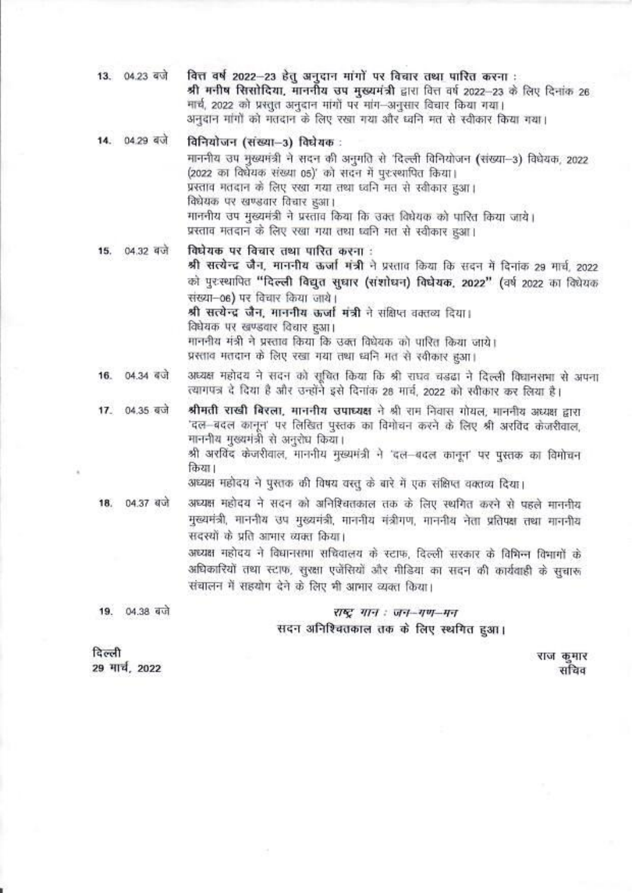13. 04.23 बजे **वित्त वर्ष 2022–23 हेतु अनुदान मांगों पर विचार तथा पारित करना :**
**श्री मनीष सिसोदिया, माननीय उप मुख्यमंत्री** द्वारा वित्त वर्ष 2022–23 के लिए दिनांक 26 मार्च, 2022 को प्रस्तुत अनुदान मांगों पर मांग–अनुसार विचार किया गया।
अनुदान मांगों को मतदान के लिए रखा गया और ध्वनि मत से स्वीकार किया गया।

14. 04.29 बजे **विनियोजन (संख्या–3) विधेयक :**
माननीय उप मुख्यमंत्री ने सदन की अनुमति से 'दिल्ली विनियोजन (संख्या–3) विधेयक, 2022 (2022 का विधेयक संख्या 05)' को सदन में पुरःस्थापित किया।
प्रस्ताव मतदान के लिए रखा गया तथा ध्वनि मत से स्वीकार हुआ।
विधेयक पर खण्डवार विचार हुआ।
माननीय उप मुख्यमंत्री ने प्रस्ताव किया कि उक्त विधेयक को पारित किया जाये।
प्रस्ताव मतदान के लिए रखा गया तथा ध्वनि मत से स्वीकार हुआ।

15. 04.32 बजे **विधेयक पर विचार तथा पारित करना :**
**श्री सत्येन्द्र जैन, माननीय ऊर्जा मंत्री** ने प्रस्ताव किया कि सदन में दिनांक 29 मार्च, 2022 को पुरःस्थापित **"दिल्ली विद्युत सुधार (संशोधन) विधेयक, 2022"** (वर्ष 2022 का विधेयक संख्या–06) पर विचार किया जाये।
**श्री सत्येन्द्र जैन, माननीय ऊर्जा मंत्री** ने संक्षिप्त वक्तव्य दिया।
विधेयक पर खण्डवार विचार हुआ।
माननीय मंत्री ने प्रस्ताव किया कि उक्त विधेयक को पारित किया जाये।
प्रस्ताव मतदान के लिए रखा गया तथा ध्वनि मत से स्वीकार हुआ।

16. 04.34 बजे अध्यक्ष महोदय ने सदन को सूचित किया कि श्री राघव चड्ढा ने दिल्ली विधानसभा से अपना त्यागपत्र दे दिया है और उन्होंने इसे दिनांक 28 मार्च, 2022 को स्वीकार कर लिया है।

17. 04.35 बजे **श्रीमती राखी बिरला, माननीय उपाध्यक्ष** ने श्री राम निवास गोयल, माननीय अध्यक्ष द्वारा 'दल–बदल कानून' पर लिखित पुस्तक का विमोचन करने के लिए श्री अरविंद केजरीवाल, माननीय मुख्यमंत्री से अनुरोध किया।
श्री अरविंद केजरीवाल, माननीय मुख्यमंत्री ने 'दल–बदल कानून' पर पुस्तक का विमोचन किया।
अध्यक्ष महोदय ने पुस्तक की विषय वस्तु के बारे में एक संक्षिप्त वक्तव्य दिया।

18. 04.37 बजे अध्यक्ष महोदय ने सदन को अनिश्चितकाल तक के लिए स्थगित करने से पहले माननीय मुख्यमंत्री, माननीय उप मुख्यमंत्री, माननीय मंत्रीगण, माननीय नेता प्रतिपक्ष तथा माननीय सदस्यों के प्रति आभार व्यक्त किया।
अध्यक्ष महोदय ने विधानसभा सचिवालय के स्टाफ, दिल्ली सरकार के विभिन्न विभागों के अधिकारियों तथा स्टाफ, सुरक्षा एजेंसियों और मीडिया का सदन की कार्यवाही के सुचारू संचालन में सहयोग देने के लिए भी आभार व्यक्त किया।

19. 04.38 बजे *राष्ट्र गान : जन–गण–मन*
**सदन अनिश्चितकाल तक के लिए स्थगित हुआ।**

दिल्ली
29 मार्च, 2022

राज कुमार
सचिव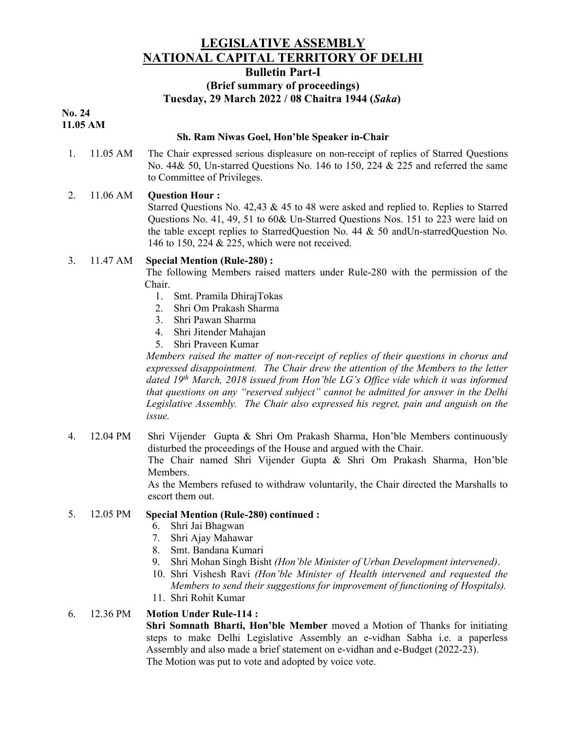# LEGISLATIVE ASSEMBLY
# NATIONAL CAPITAL TERRITORY OF DELHI

## Bulletin Part-I

### (Brief summary of proceedings)

### Tuesday, 29 March 2022 / 08 Chaitra 1944 (*Saka*)

**No. 24**
**11.05 AM**

**Sh. Ram Niwas Goel, Hon'ble Speaker in-Chair**

1. 11.05 AM The Chair expressed serious displeasure on non-receipt of replies of Starred Questions No. 44& 50, Un-starred Questions No. 146 to 150, 224 & 225 and referred the same to Committee of Privileges.

2. 11.06 AM **Question Hour :**
Starred Questions No. 42,43 & 45 to 48 were asked and replied to. Replies to Starred Questions No. 41, 49, 51 to 60& Un-Starred Questions Nos. 151 to 223 were laid on the table except replies to StarredQuestion No. 44 & 50 andUn-starredQuestion No. 146 to 150, 224 & 225, which were not received.

3. 11.47 AM **Special Mention (Rule-280) :**
The following Members raised matters under Rule-280 with the permission of the Chair.
   1. Smt. Pramila DhirajTokas
   2. Shri Om Prakash Sharma
   3. Shri Pawan Sharma
   4. Shri Jitender Mahajan
   5. Shri Praveen Kumar

   *Members raised the matter of non-receipt of replies of their questions in chorus and expressed disappointment. The Chair drew the attention of the Members to the letter dated 19th March, 2018 issued from Hon'ble LG's Office vide which it was informed that questions on any "reserved subject" cannot be admitted for answer in the Delhi Legislative Assembly. The Chair also expressed his regret, pain and anguish on the issue.*

4. 12.04 PM Shri Vijender Gupta & Shri Om Prakash Sharma, Hon'ble Members continuously disturbed the proceedings of the House and argued with the Chair.
The Chair named Shri Vijender Gupta & Shri Om Prakash Sharma, Hon'ble Members.
As the Members refused to withdraw voluntarily, the Chair directed the Marshalls to escort them out.

5. 12.05 PM **Special Mention (Rule-280) continued :**
   6. Shri Jai Bhagwan
   7. Shri Ajay Mahawar
   8. Smt. Bandana Kumari
   9. Shri Mohan Singh Bisht *(Hon'ble Minister of Urban Development intervened)*.
   10. Shri Vishesh Ravi *(Hon'ble Minister of Health intervened and requested the Members to send their suggestions for improvement of functioning of Hospitals).*
   11. Shri Rohit Kumar

6. 12.36 PM **Motion Under Rule-114 :**
**Shri Somnath Bharti, Hon'ble Member** moved a Motion of Thanks for initiating steps to make Delhi Legislative Assembly an e-vidhan Sabha i.e. a paperless Assembly and also made a brief statement on e-vidhan and e-Budget (2022-23).
The Motion was put to vote and adopted by voice vote.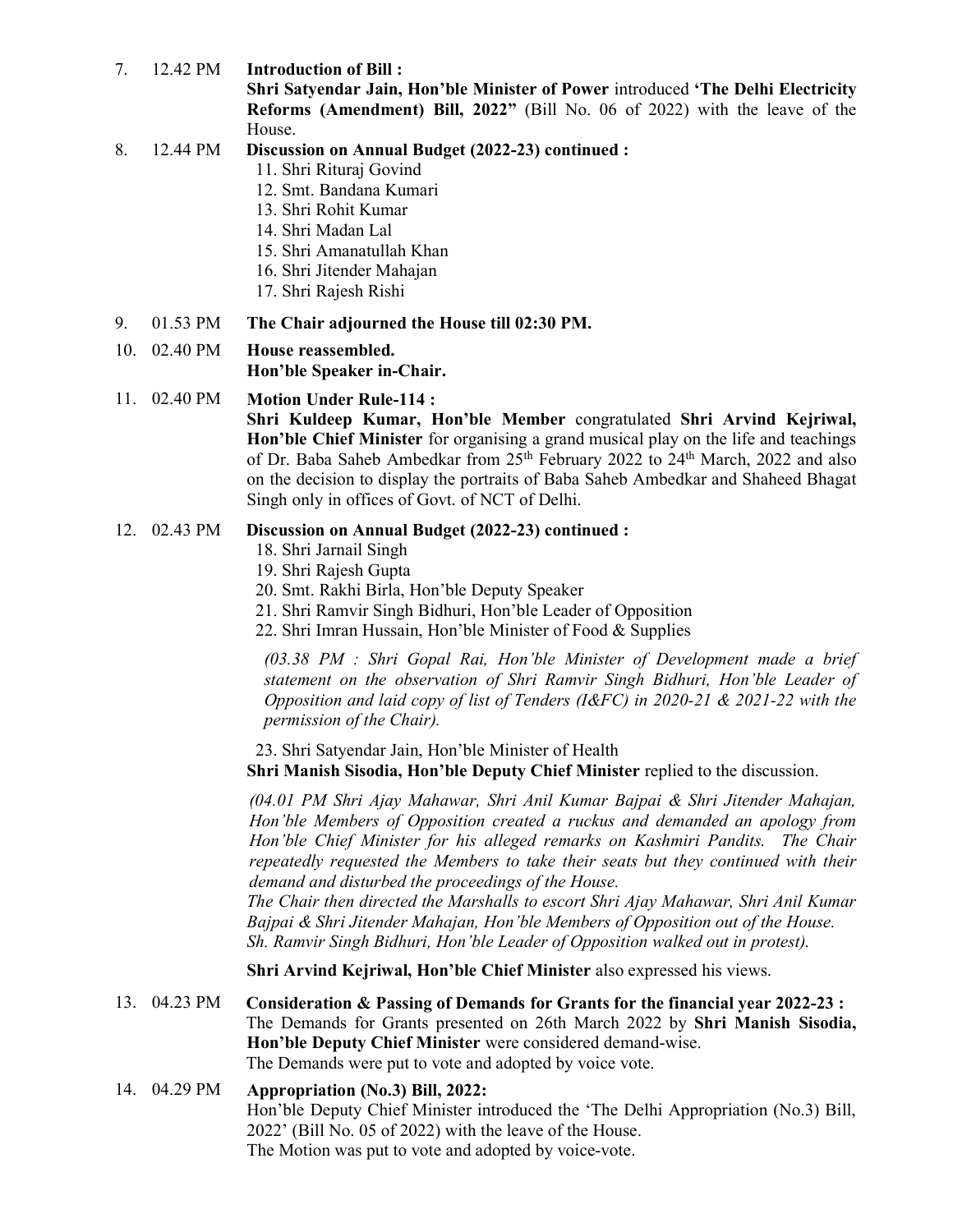7. 12.42 PM **Introduction of Bill :**
**Shri Satyendar Jain, Hon'ble Minister of Power** introduced **'The Delhi Electricity Reforms (Amendment) Bill, 2022"** (Bill No. 06 of 2022) with the leave of the House.

8. 12.44 PM **Discussion on Annual Budget (2022-23) continued :**
   11. Shri Rituraj Govind
   12. Smt. Bandana Kumari
   13. Shri Rohit Kumar
   14. Shri Madan Lal
   15. Shri Amanatullah Khan
   16. Shri Jitender Mahajan
   17. Shri Rajesh Rishi

9. 01.53 PM **The Chair adjourned the House till 02:30 PM.**

10. 02.40 PM **House reassembled.**
**Hon'ble Speaker in-Chair.**

11. 02.40 PM **Motion Under Rule-114 :**
**Shri Kuldeep Kumar, Hon'ble Member** congratulated **Shri Arvind Kejriwal, Hon'ble Chief Minister** for organising a grand musical play on the life and teachings of Dr. Baba Saheb Ambedkar from 25th February 2022 to 24th March, 2022 and also on the decision to display the portraits of Baba Saheb Ambedkar and Shaheed Bhagat Singh only in offices of Govt. of NCT of Delhi.

12. 02.43 PM **Discussion on Annual Budget (2022-23) continued :**
   18. Shri Jarnail Singh
   19. Shri Rajesh Gupta
   20. Smt. Rakhi Birla, Hon'ble Deputy Speaker
   21. Shri Ramvir Singh Bidhuri, Hon'ble Leader of Opposition
   22. Shri Imran Hussain, Hon'ble Minister of Food & Supplies

   *(03.38 PM : Shri Gopal Rai, Hon'ble Minister of Development made a brief statement on the observation of Shri Ramvir Singh Bidhuri, Hon'ble Leader of Opposition and laid copy of list of Tenders (I&FC) in 2020-21 & 2021-22 with the permission of the Chair).*

   23. Shri Satyendar Jain, Hon'ble Minister of Health

**Shri Manish Sisodia, Hon'ble Deputy Chief Minister** replied to the discussion.

*(04.01 PM Shri Ajay Mahawar, Shri Anil Kumar Bajpai & Shri Jitender Mahajan, Hon'ble Members of Opposition created a ruckus and demanded an apology from Hon'ble Chief Minister for his alleged remarks on Kashmiri Pandits. The Chair repeatedly requested the Members to take their seats but they continued with their demand and disturbed the proceedings of the House.*
*The Chair then directed the Marshalls to escort Shri Ajay Mahawar, Shri Anil Kumar Bajpai & Shri Jitender Mahajan, Hon'ble Members of Opposition out of the House.*
*Sh. Ramvir Singh Bidhuri, Hon'ble Leader of Opposition walked out in protest).*

**Shri Arvind Kejriwal, Hon'ble Chief Minister** also expressed his views.

13. 04.23 PM **Consideration & Passing of Demands for Grants for the financial year 2022-23 :**
The Demands for Grants presented on 26th March 2022 by **Shri Manish Sisodia, Hon'ble Deputy Chief Minister** were considered demand-wise.
The Demands were put to vote and adopted by voice vote.

14. 04.29 PM **Appropriation (No.3) Bill, 2022:**
Hon'ble Deputy Chief Minister introduced the 'The Delhi Appropriation (No.3) Bill, 2022' (Bill No. 05 of 2022) with the leave of the House.
The Motion was put to vote and adopted by voice-vote.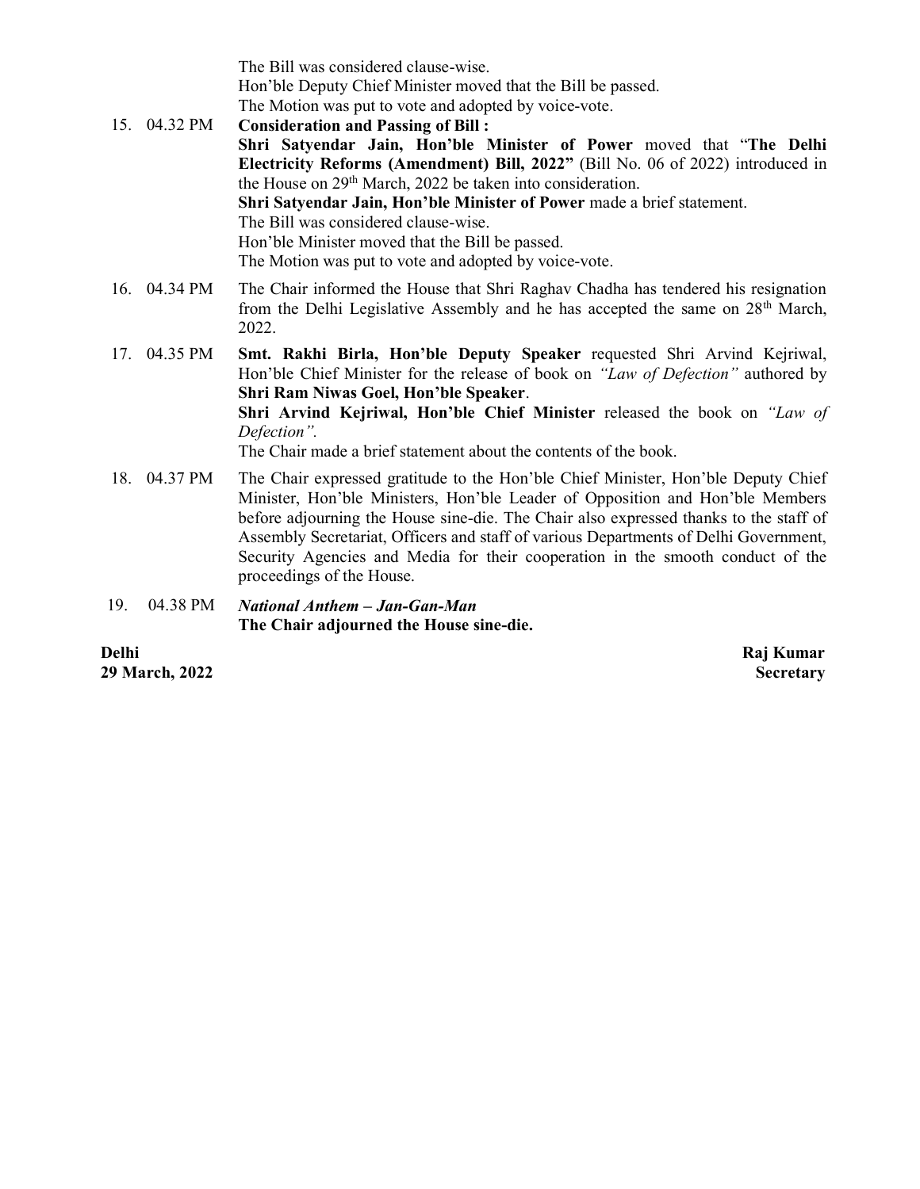The Bill was considered clause-wise.
Hon'ble Deputy Chief Minister moved that the Bill be passed.
The Motion was put to vote and adopted by voice-vote.

15. 04.32 PM **Consideration and Passing of Bill :**
**Shri Satyendar Jain, Hon'ble Minister of Power** moved that "**The Delhi Electricity Reforms (Amendment) Bill, 2022"** (Bill No. 06 of 2022) introduced in the House on 29th March, 2022 be taken into consideration.
**Shri Satyendar Jain, Hon'ble Minister of Power** made a brief statement.
The Bill was considered clause-wise.
Hon'ble Minister moved that the Bill be passed.
The Motion was put to vote and adopted by voice-vote.

16. 04.34 PM The Chair informed the House that Shri Raghav Chadha has tendered his resignation from the Delhi Legislative Assembly and he has accepted the same on 28th March, 2022.

17. 04.35 PM **Smt. Rakhi Birla, Hon'ble Deputy Speaker** requested Shri Arvind Kejriwal, Hon'ble Chief Minister for the release of book on *"Law of Defection"* authored by **Shri Ram Niwas Goel, Hon'ble Speaker**.
**Shri Arvind Kejriwal, Hon'ble Chief Minister** released the book on *"Law of Defection"*.
The Chair made a brief statement about the contents of the book.

18. 04.37 PM The Chair expressed gratitude to the Hon'ble Chief Minister, Hon'ble Deputy Chief Minister, Hon'ble Ministers, Hon'ble Leader of Opposition and Hon'ble Members before adjourning the House sine-die. The Chair also expressed thanks to the staff of Assembly Secretariat, Officers and staff of various Departments of Delhi Government, Security Agencies and Media for their cooperation in the smooth conduct of the proceedings of the House.

19. 04.38 PM ***National Anthem – Jan-Gan-Man***
**The Chair adjourned the House sine-die.**

**Delhi**
**29 March, 2022**

**Raj Kumar**
**Secretary**